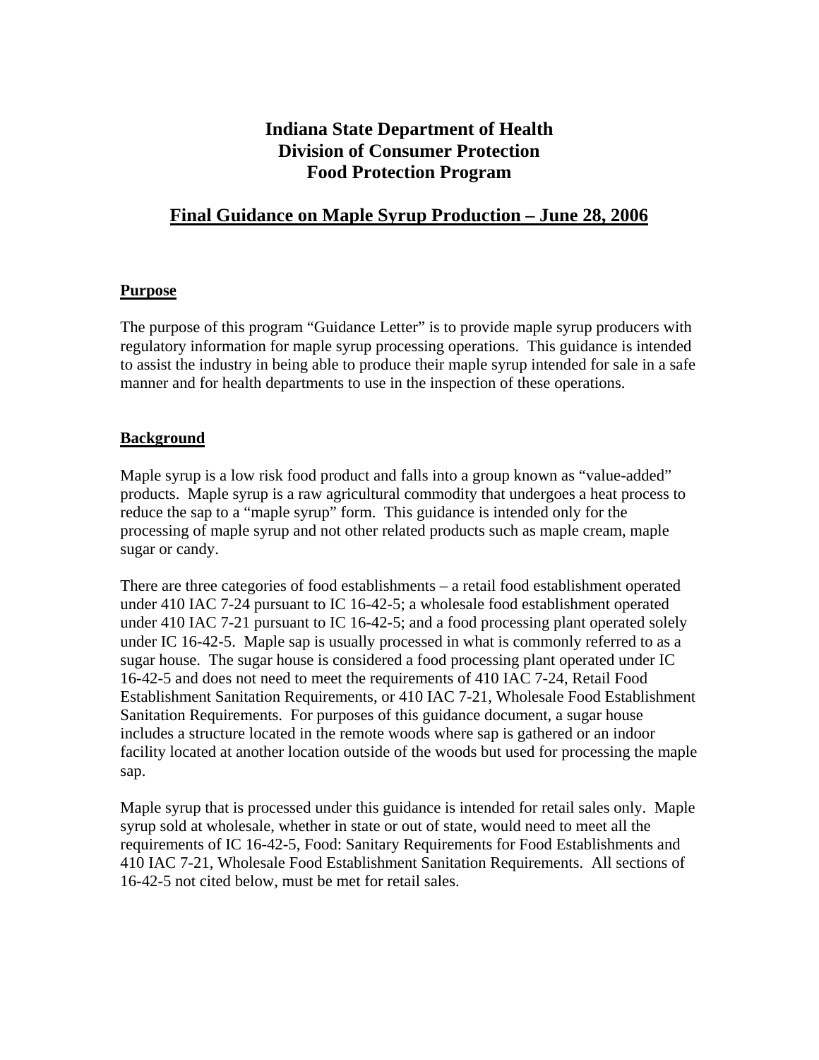# Indiana State Department of Health
# Division of Consumer Protection
# Food Protection Program

## Final Guidance on Maple Syrup Production – June 28, 2006

### Purpose

The purpose of this program "Guidance Letter" is to provide maple syrup producers with regulatory information for maple syrup processing operations. This guidance is intended to assist the industry in being able to produce their maple syrup intended for sale in a safe manner and for health departments to use in the inspection of these operations.

### Background

Maple syrup is a low risk food product and falls into a group known as "value-added" products. Maple syrup is a raw agricultural commodity that undergoes a heat process to reduce the sap to a "maple syrup" form. This guidance is intended only for the processing of maple syrup and not other related products such as maple cream, maple sugar or candy.

There are three categories of food establishments – a retail food establishment operated under 410 IAC 7-24 pursuant to IC 16-42-5; a wholesale food establishment operated under 410 IAC 7-21 pursuant to IC 16-42-5; and a food processing plant operated solely under IC 16-42-5. Maple sap is usually processed in what is commonly referred to as a sugar house. The sugar house is considered a food processing plant operated under IC 16-42-5 and does not need to meet the requirements of 410 IAC 7-24, Retail Food Establishment Sanitation Requirements, or 410 IAC 7-21, Wholesale Food Establishment Sanitation Requirements. For purposes of this guidance document, a sugar house includes a structure located in the remote woods where sap is gathered or an indoor facility located at another location outside of the woods but used for processing the maple sap.

Maple syrup that is processed under this guidance is intended for retail sales only. Maple syrup sold at wholesale, whether in state or out of state, would need to meet all the requirements of IC 16-42-5, Food: Sanitary Requirements for Food Establishments and 410 IAC 7-21, Wholesale Food Establishment Sanitation Requirements. All sections of 16-42-5 not cited below, must be met for retail sales.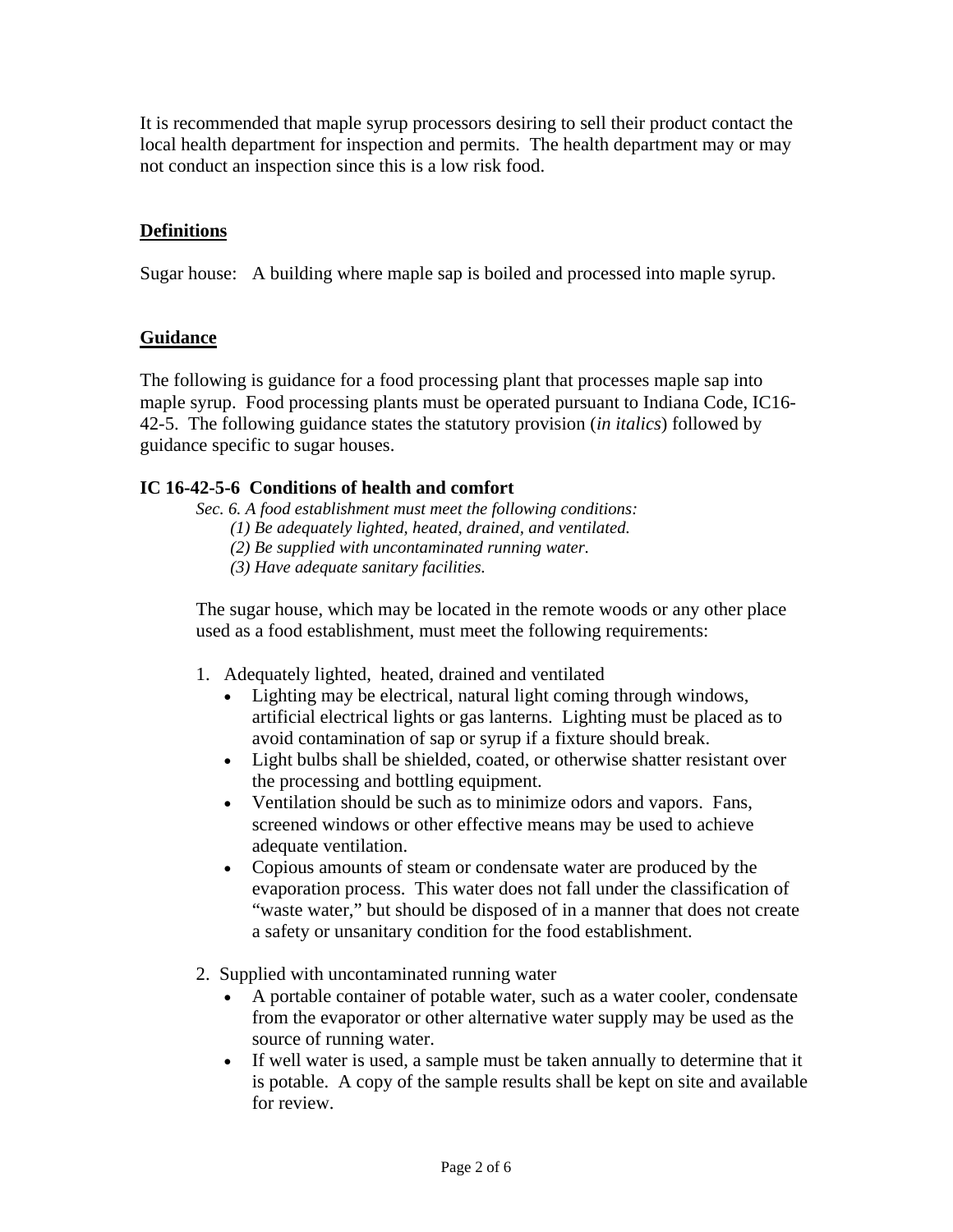It is recommended that maple syrup processors desiring to sell their product contact the local health department for inspection and permits. The health department may or may not conduct an inspection since this is a low risk food.

## Definitions

Sugar house: A building where maple sap is boiled and processed into maple syrup.

## Guidance

The following is guidance for a food processing plant that processes maple sap into maple syrup. Food processing plants must be operated pursuant to Indiana Code, IC16-42-5. The following guidance states the statutory provision (*in italics*) followed by guidance specific to sugar houses.

### IC 16-42-5-6 Conditions of health and comfort

*Sec. 6. A food establishment must meet the following conditions:*

*(1) Be adequately lighted, heated, drained, and ventilated.*

*(2) Be supplied with uncontaminated running water.*

*(3) Have adequate sanitary facilities.*

The sugar house, which may be located in the remote woods or any other place used as a food establishment, must meet the following requirements:

1. Adequately lighted, heated, drained and ventilated
   - Lighting may be electrical, natural light coming through windows, artificial electrical lights or gas lanterns. Lighting must be placed as to avoid contamination of sap or syrup if a fixture should break.
   - Light bulbs shall be shielded, coated, or otherwise shatter resistant over the processing and bottling equipment.
   - Ventilation should be such as to minimize odors and vapors. Fans, screened windows or other effective means may be used to achieve adequate ventilation.
   - Copious amounts of steam or condensate water are produced by the evaporation process. This water does not fall under the classification of "waste water," but should be disposed of in a manner that does not create a safety or unsanitary condition for the food establishment.

2. Supplied with uncontaminated running water
   - A portable container of potable water, such as a water cooler, condensate from the evaporator or other alternative water supply may be used as the source of running water.
   - If well water is used, a sample must be taken annually to determine that it is potable. A copy of the sample results shall be kept on site and available for review.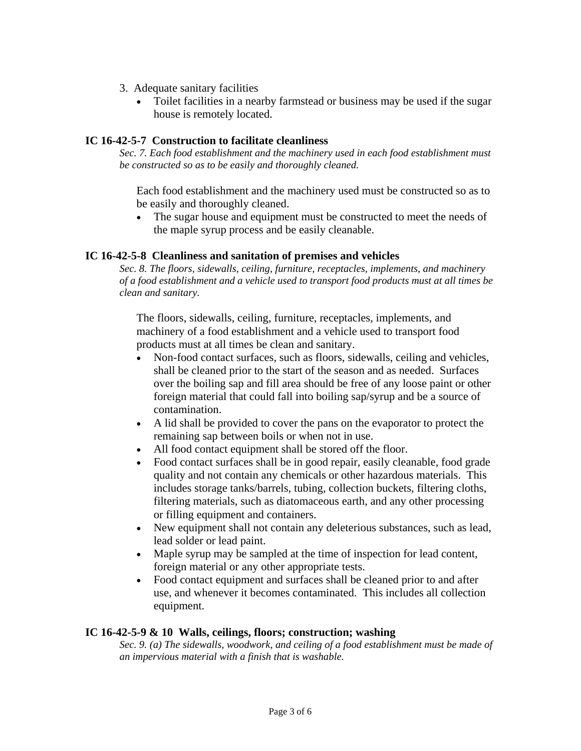3. Adequate sanitary facilities
   - Toilet facilities in a nearby farmstead or business may be used if the sugar house is remotely located.

### IC 16-42-5-7 Construction to facilitate cleanliness

*Sec. 7. Each food establishment and the machinery used in each food establishment must be constructed so as to be easily and thoroughly cleaned.*

Each food establishment and the machinery used must be constructed so as to be easily and thoroughly cleaned.

- The sugar house and equipment must be constructed to meet the needs of the maple syrup process and be easily cleanable.

### IC 16-42-5-8 Cleanliness and sanitation of premises and vehicles

*Sec. 8. The floors, sidewalls, ceiling, furniture, receptacles, implements, and machinery of a food establishment and a vehicle used to transport food products must at all times be clean and sanitary.*

The floors, sidewalls, ceiling, furniture, receptacles, implements, and machinery of a food establishment and a vehicle used to transport food products must at all times be clean and sanitary.

- Non-food contact surfaces, such as floors, sidewalls, ceiling and vehicles, shall be cleaned prior to the start of the season and as needed. Surfaces over the boiling sap and fill area should be free of any loose paint or other foreign material that could fall into boiling sap/syrup and be a source of contamination.
- A lid shall be provided to cover the pans on the evaporator to protect the remaining sap between boils or when not in use.
- All food contact equipment shall be stored off the floor.
- Food contact surfaces shall be in good repair, easily cleanable, food grade quality and not contain any chemicals or other hazardous materials. This includes storage tanks/barrels, tubing, collection buckets, filtering cloths, filtering materials, such as diatomaceous earth, and any other processing or filling equipment and containers.
- New equipment shall not contain any deleterious substances, such as lead, lead solder or lead paint.
- Maple syrup may be sampled at the time of inspection for lead content, foreign material or any other appropriate tests.
- Food contact equipment and surfaces shall be cleaned prior to and after use, and whenever it becomes contaminated. This includes all collection equipment.

### IC 16-42-5-9 & 10 Walls, ceilings, floors; construction; washing

*Sec. 9. (a) The sidewalls, woodwork, and ceiling of a food establishment must be made of an impervious material with a finish that is washable.*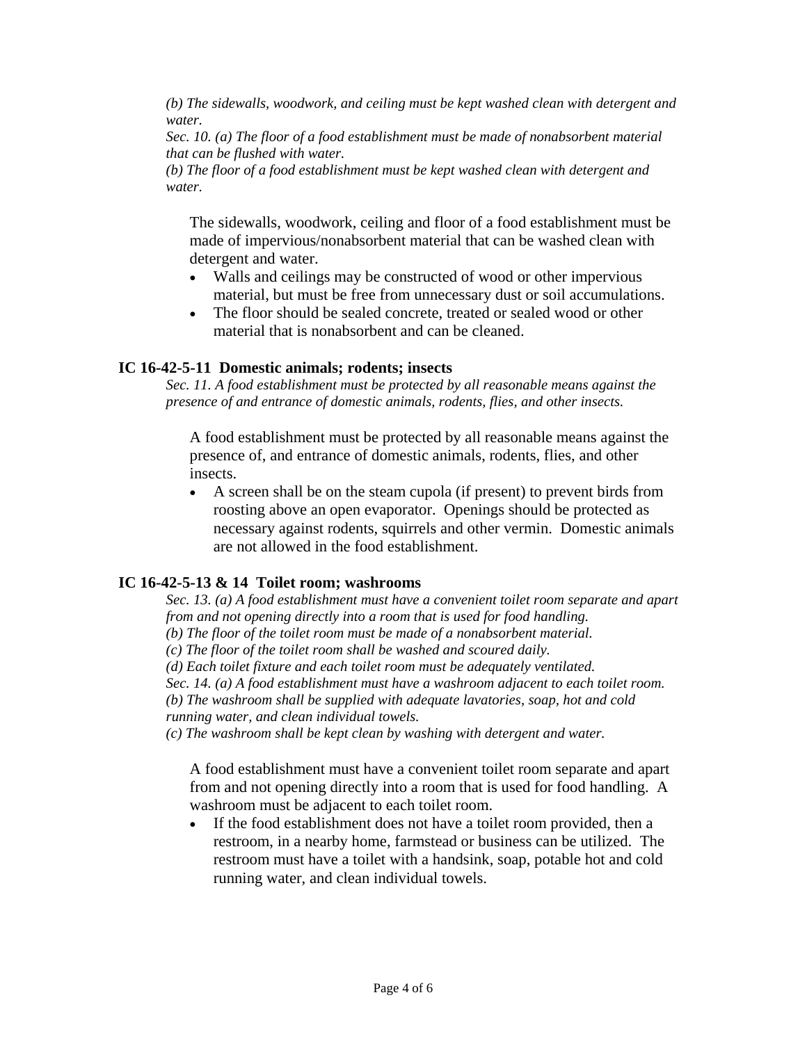*(b) The sidewalls, woodwork, and ceiling must be kept washed clean with detergent and water.*
*Sec. 10. (a) The floor of a food establishment must be made of nonabsorbent material that can be flushed with water.*
*(b) The floor of a food establishment must be kept washed clean with detergent and water.*

The sidewalls, woodwork, ceiling and floor of a food establishment must be made of impervious/nonabsorbent material that can be washed clean with detergent and water.

- Walls and ceilings may be constructed of wood or other impervious material, but must be free from unnecessary dust or soil accumulations.
- The floor should be sealed concrete, treated or sealed wood or other material that is nonabsorbent and can be cleaned.

### IC 16-42-5-11 Domestic animals; rodents; insects

*Sec. 11. A food establishment must be protected by all reasonable means against the presence of and entrance of domestic animals, rodents, flies, and other insects.*

A food establishment must be protected by all reasonable means against the presence of, and entrance of domestic animals, rodents, flies, and other insects.

- A screen shall be on the steam cupola (if present) to prevent birds from roosting above an open evaporator. Openings should be protected as necessary against rodents, squirrels and other vermin. Domestic animals are not allowed in the food establishment.

### IC 16-42-5-13 & 14 Toilet room; washrooms

*Sec. 13. (a) A food establishment must have a convenient toilet room separate and apart from and not opening directly into a room that is used for food handling.*
*(b) The floor of the toilet room must be made of a nonabsorbent material.*
*(c) The floor of the toilet room shall be washed and scoured daily.*
*(d) Each toilet fixture and each toilet room must be adequately ventilated.*
*Sec. 14. (a) A food establishment must have a washroom adjacent to each toilet room.*
*(b) The washroom shall be supplied with adequate lavatories, soap, hot and cold running water, and clean individual towels.*
*(c) The washroom shall be kept clean by washing with detergent and water.*

A food establishment must have a convenient toilet room separate and apart from and not opening directly into a room that is used for food handling. A washroom must be adjacent to each toilet room.

- If the food establishment does not have a toilet room provided, then a restroom, in a nearby home, farmstead or business can be utilized. The restroom must have a toilet with a handsink, soap, potable hot and cold running water, and clean individual towels.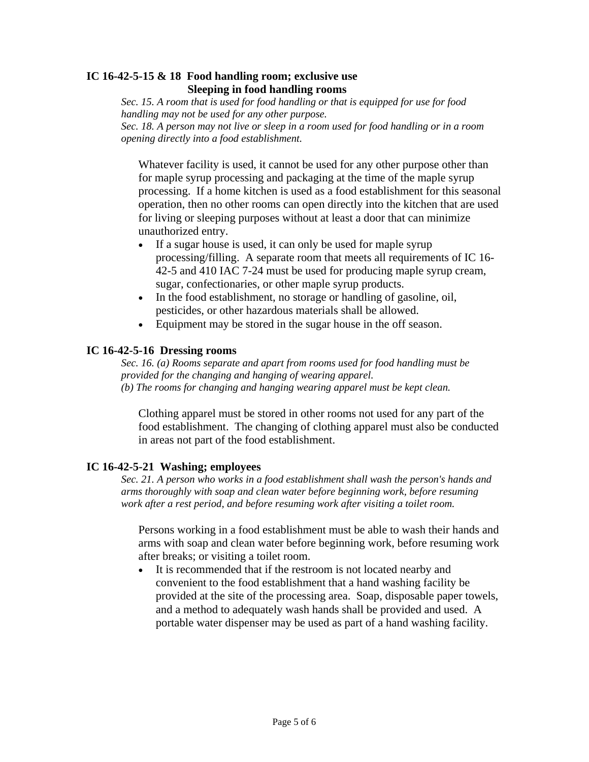### IC 16-42-5-15 & 18 Food handling room; exclusive use Sleeping in food handling rooms

*Sec. 15. A room that is used for food handling or that is equipped for use for food handling may not be used for any other purpose.*
*Sec. 18. A person may not live or sleep in a room used for food handling or in a room opening directly into a food establishment.*

Whatever facility is used, it cannot be used for any other purpose other than for maple syrup processing and packaging at the time of the maple syrup processing. If a home kitchen is used as a food establishment for this seasonal operation, then no other rooms can open directly into the kitchen that are used for living or sleeping purposes without at least a door that can minimize unauthorized entry.

- If a sugar house is used, it can only be used for maple syrup processing/filling. A separate room that meets all requirements of IC 16-42-5 and 410 IAC 7-24 must be used for producing maple syrup cream, sugar, confectionaries, or other maple syrup products.
- In the food establishment, no storage or handling of gasoline, oil, pesticides, or other hazardous materials shall be allowed.
- Equipment may be stored in the sugar house in the off season.

### IC 16-42-5-16 Dressing rooms

*Sec. 16. (a) Rooms separate and apart from rooms used for food handling must be provided for the changing and hanging of wearing apparel.*
*(b) The rooms for changing and hanging wearing apparel must be kept clean.*

Clothing apparel must be stored in other rooms not used for any part of the food establishment. The changing of clothing apparel must also be conducted in areas not part of the food establishment.

### IC 16-42-5-21 Washing; employees

*Sec. 21. A person who works in a food establishment shall wash the person's hands and arms thoroughly with soap and clean water before beginning work, before resuming work after a rest period, and before resuming work after visiting a toilet room.*

Persons working in a food establishment must be able to wash their hands and arms with soap and clean water before beginning work, before resuming work after breaks; or visiting a toilet room.

- It is recommended that if the restroom is not located nearby and convenient to the food establishment that a hand washing facility be provided at the site of the processing area. Soap, disposable paper towels, and a method to adequately wash hands shall be provided and used. A portable water dispenser may be used as part of a hand washing facility.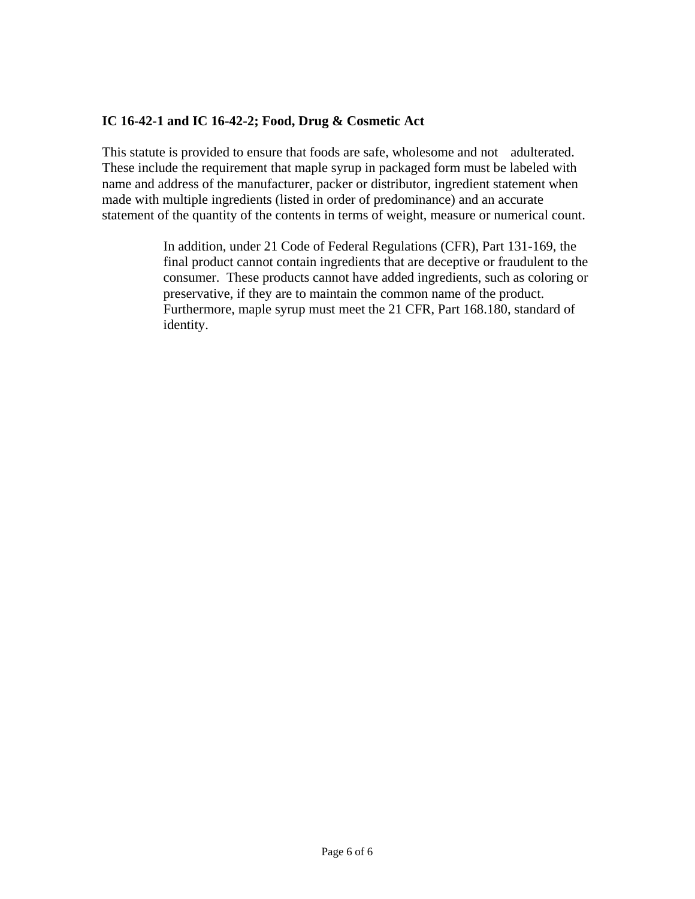**IC 16-42-1 and IC 16-42-2; Food, Drug & Cosmetic Act**

This statute is provided to ensure that foods are safe, wholesome and not adulterated. These include the requirement that maple syrup in packaged form must be labeled with name and address of the manufacturer, packer or distributor, ingredient statement when made with multiple ingredients (listed in order of predominance) and an accurate statement of the quantity of the contents in terms of weight, measure or numerical count.

> In addition, under 21 Code of Federal Regulations (CFR), Part 131-169, the final product cannot contain ingredients that are deceptive or fraudulent to the consumer. These products cannot have added ingredients, such as coloring or preservative, if they are to maintain the common name of the product. Furthermore, maple syrup must meet the 21 CFR, Part 168.180, standard of identity.